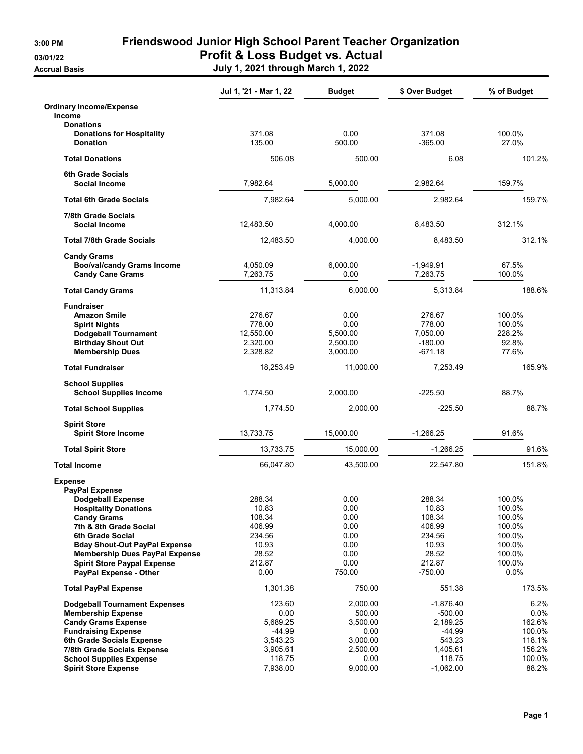**3:00 PM** 
**03/01/22** 
**Accrual Basis**

# Friendswood Junior High School Parent Teacher Organization
## Profit & Loss Budget vs. Actual
### July 1, 2021 through March 1, 2022

| | Jul 1, '21 - Mar 1, 22 | Budget | $ Over Budget | % of Budget |
|---|---|---|---|---|
| **Ordinary Income/Expense** | | | | |
| **Income** | | | | |
| **Donations** | | | | |
| **Donations for Hospitality** | 371.08 | 0.00 | 371.08 | 100.0% |
| **Donation** | 135.00 | 500.00 | -365.00 | 27.0% |
| **Total Donations** | 506.08 | 500.00 | 6.08 | 101.2% |
| **6th Grade Socials** | | | | |
| **Social Income** | 7,982.64 | 5,000.00 | 2,982.64 | 159.7% |
| **Total 6th Grade Socials** | 7,982.64 | 5,000.00 | 2,982.64 | 159.7% |
| **7/8th Grade Socials** | | | | |
| **Social Income** | 12,483.50 | 4,000.00 | 8,483.50 | 312.1% |
| **Total 7/8th Grade Socials** | 12,483.50 | 4,000.00 | 8,483.50 | 312.1% |
| **Candy Grams** | | | | |
| **Boo/val/candy Grams Income** | 4,050.09 | 6,000.00 | -1,949.91 | 67.5% |
| **Candy Cane Grams** | 7,263.75 | 0.00 | 7,263.75 | 100.0% |
| **Total Candy Grams** | 11,313.84 | 6,000.00 | 5,313.84 | 188.6% |
| **Fundraiser** | | | | |
| **Amazon Smile** | 276.67 | 0.00 | 276.67 | 100.0% |
| **Spirit Nights** | 778.00 | 0.00 | 778.00 | 100.0% |
| **Dodgeball Tournament** | 12,550.00 | 5,500.00 | 7,050.00 | 228.2% |
| **Birthday Shout Out** | 2,320.00 | 2,500.00 | -180.00 | 92.8% |
| **Membership Dues** | 2,328.82 | 3,000.00 | -671.18 | 77.6% |
| **Total Fundraiser** | 18,253.49 | 11,000.00 | 7,253.49 | 165.9% |
| **School Supplies** | | | | |
| **School Supplies Income** | 1,774.50 | 2,000.00 | -225.50 | 88.7% |
| **Total School Supplies** | 1,774.50 | 2,000.00 | -225.50 | 88.7% |
| **Spirit Store** | | | | |
| **Spirit Store Income** | 13,733.75 | 15,000.00 | -1,266.25 | 91.6% |
| **Total Spirit Store** | 13,733.75 | 15,000.00 | -1,266.25 | 91.6% |
| **Total Income** | 66,047.80 | 43,500.00 | 22,547.80 | 151.8% |
| **Expense** | | | | |
| **PayPal Expense** | | | | |
| **Dodgeball Expense** | 288.34 | 0.00 | 288.34 | 100.0% |
| **Hospitality Donations** | 10.83 | 0.00 | 10.83 | 100.0% |
| **Candy Grams** | 108.34 | 0.00 | 108.34 | 100.0% |
| **7th & 8th Grade Social** | 406.99 | 0.00 | 406.99 | 100.0% |
| **6th Grade Social** | 234.56 | 0.00 | 234.56 | 100.0% |
| **Bday Shout-Out PayPal Expense** | 10.93 | 0.00 | 10.93 | 100.0% |
| **Membership Dues PayPal Expense** | 28.52 | 0.00 | 28.52 | 100.0% |
| **Spirit Store Paypal Expense** | 212.87 | 0.00 | 212.87 | 100.0% |
| **PayPal Expense - Other** | 0.00 | 750.00 | -750.00 | 0.0% |
| **Total PayPal Expense** | 1,301.38 | 750.00 | 551.38 | 173.5% |
| **Dodgeball Tournament Expenses** | 123.60 | 2,000.00 | -1,876.40 | 6.2% |
| **Membership Expense** | 0.00 | 500.00 | -500.00 | 0.0% |
| **Candy Grams Expense** | 5,689.25 | 3,500.00 | 2,189.25 | 162.6% |
| **Fundraising Expense** | -44.99 | 0.00 | -44.99 | 100.0% |
| **6th Grade Socials Expense** | 3,543.23 | 3,000.00 | 543.23 | 118.1% |
| **7/8th Grade Socials Expense** | 3,905.61 | 2,500.00 | 1,405.61 | 156.2% |
| **School Supplies Expense** | 118.75 | 0.00 | 118.75 | 100.0% |
| **Spirit Store Expense** | 7,938.00 | 9,000.00 | -1,062.00 | 88.2% |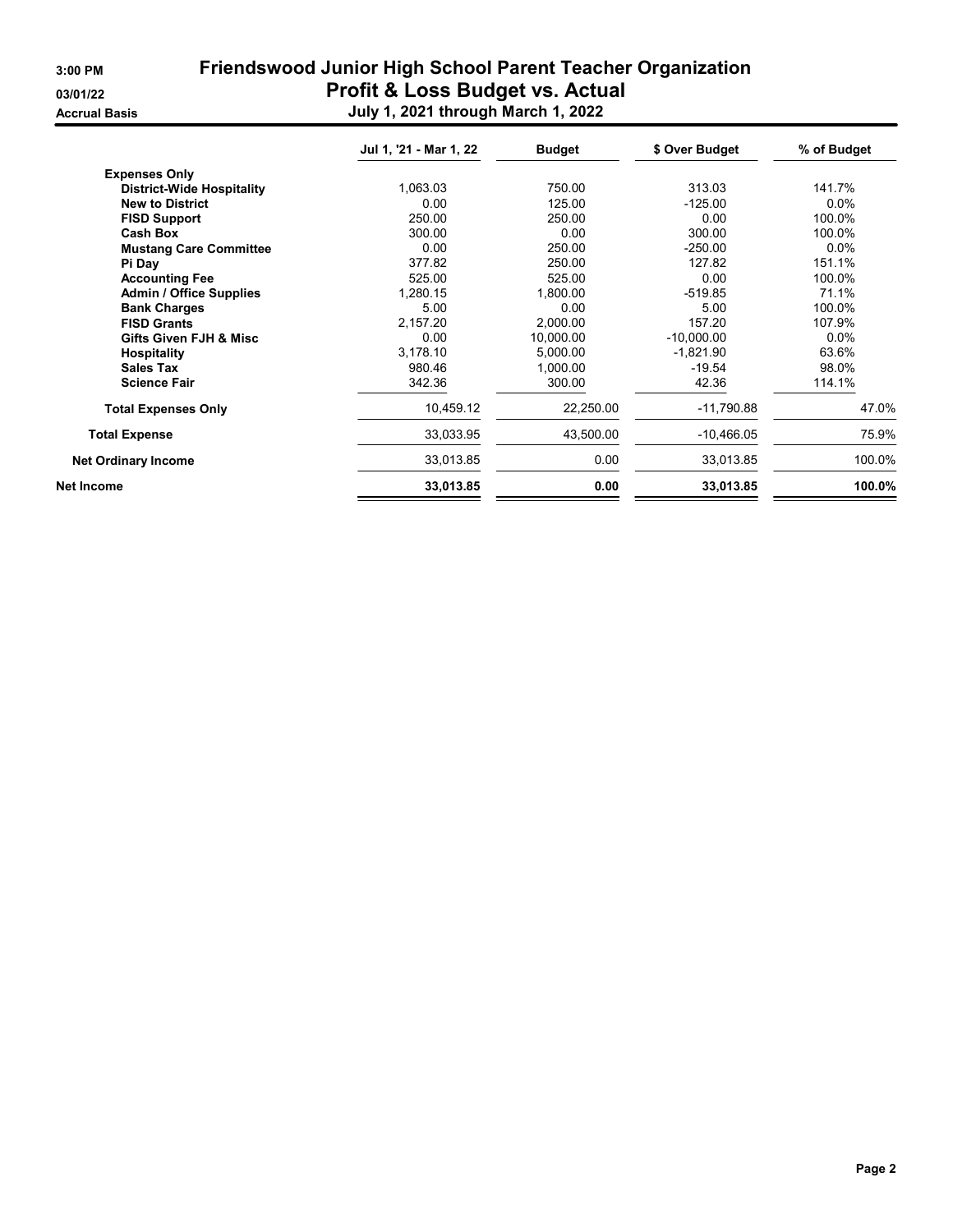# Friendswood Junior High School Parent Teacher Organization

## Profit & Loss Budget vs. Actual

### July 1, 2021 through March 1, 2022

3:00 PM
03/01/22
Accrual Basis

| | Jul 1, '21 - Mar 1, 22 | Budget | $ Over Budget | % of Budget |
|---|---|---|---|---|
| **Expenses Only** | | | | |
| **District-Wide Hospitality** | 1,063.03 | 750.00 | 313.03 | 141.7% |
| **New to District** | 0.00 | 125.00 | -125.00 | 0.0% |
| **FISD Support** | 250.00 | 250.00 | 0.00 | 100.0% |
| **Cash Box** | 300.00 | 0.00 | 300.00 | 100.0% |
| **Mustang Care Committee** | 0.00 | 250.00 | -250.00 | 0.0% |
| **Pi Day** | 377.82 | 250.00 | 127.82 | 151.1% |
| **Accounting Fee** | 525.00 | 525.00 | 0.00 | 100.0% |
| **Admin / Office Supplies** | 1,280.15 | 1,800.00 | -519.85 | 71.1% |
| **Bank Charges** | 5.00 | 0.00 | 5.00 | 100.0% |
| **FISD Grants** | 2,157.20 | 2,000.00 | 157.20 | 107.9% |
| **Gifts Given FJH & Misc** | 0.00 | 10,000.00 | -10,000.00 | 0.0% |
| **Hospitality** | 3,178.10 | 5,000.00 | -1,821.90 | 63.6% |
| **Sales Tax** | 980.46 | 1,000.00 | -19.54 | 98.0% |
| **Science Fair** | 342.36 | 300.00 | 42.36 | 114.1% |
| **Total Expenses Only** | 10,459.12 | 22,250.00 | -11,790.88 | 47.0% |
| **Total Expense** | 33,033.95 | 43,500.00 | -10,466.05 | 75.9% |
| **Net Ordinary Income** | 33,013.85 | 0.00 | 33,013.85 | 100.0% |
| **Net Income** | **33,013.85** | **0.00** | **33,013.85** | **100.0%** |